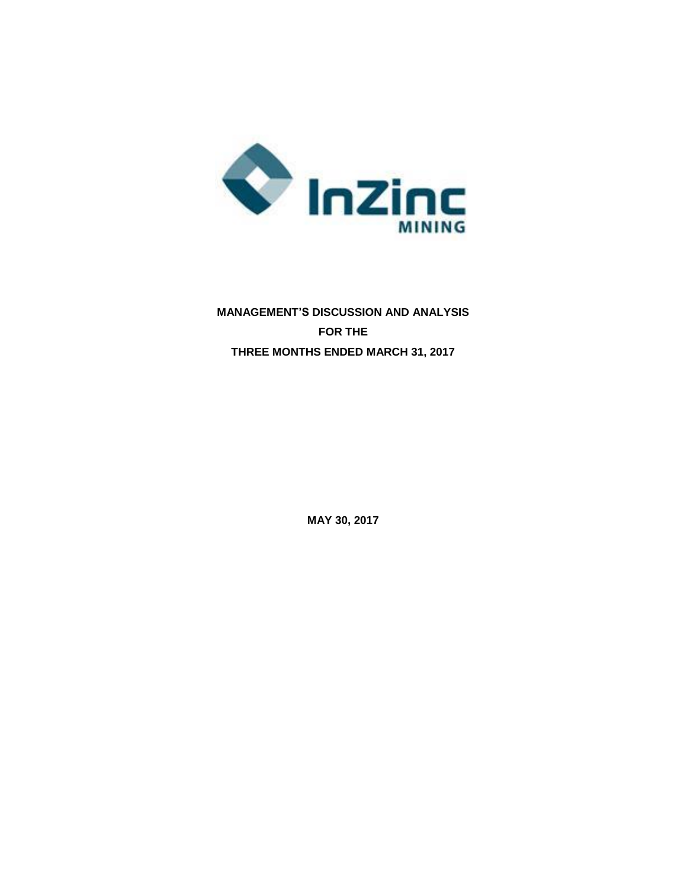InZinc MINING

**MANAGEMENT'S DISCUSSION AND ANALYSIS**

**FOR THE**

**THREE MONTHS ENDED MARCH 31, 2017**

**MAY 30, 2017**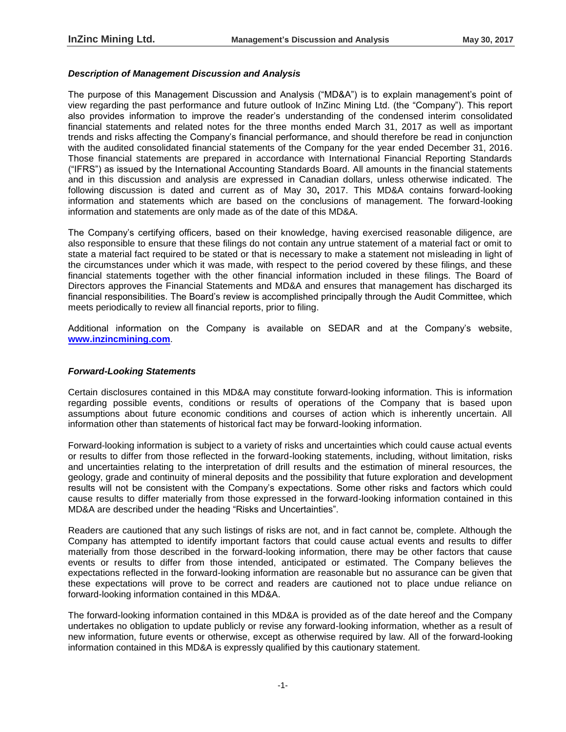### *Description of Management Discussion and Analysis*

The purpose of this Management Discussion and Analysis ("MD&A") is to explain management's point of view regarding the past performance and future outlook of InZinc Mining Ltd. (the "Company"). This report also provides information to improve the reader's understanding of the condensed interim consolidated financial statements and related notes for the three months ended March 31, 2017 as well as important trends and risks affecting the Company's financial performance, and should therefore be read in conjunction with the audited consolidated financial statements of the Company for the year ended December 31, 2016. Those financial statements are prepared in accordance with International Financial Reporting Standards ("IFRS") as issued by the International Accounting Standards Board. All amounts in the financial statements and in this discussion and analysis are expressed in Canadian dollars, unless otherwise indicated. The following discussion is dated and current as of May 30**,** 2017. This MD&A contains forward-looking information and statements which are based on the conclusions of management. The forward-looking information and statements are only made as of the date of this MD&A.

The Company's certifying officers, based on their knowledge, having exercised reasonable diligence, are also responsible to ensure that these filings do not contain any untrue statement of a material fact or omit to state a material fact required to be stated or that is necessary to make a statement not misleading in light of the circumstances under which it was made, with respect to the period covered by these filings, and these financial statements together with the other financial information included in these filings. The Board of Directors approves the Financial Statements and MD&A and ensures that management has discharged its financial responsibilities. The Board's review is accomplished principally through the Audit Committee, which meets periodically to review all financial reports, prior to filing.

Additional information on the Company is available on SEDAR and at the Company's website, **www.inzincmining.com**.

### *Forward-Looking Statements*

Certain disclosures contained in this MD&A may constitute forward-looking information. This is information regarding possible events, conditions or results of operations of the Company that is based upon assumptions about future economic conditions and courses of action which is inherently uncertain. All information other than statements of historical fact may be forward-looking information.

Forward-looking information is subject to a variety of risks and uncertainties which could cause actual events or results to differ from those reflected in the forward-looking statements, including, without limitation, risks and uncertainties relating to the interpretation of drill results and the estimation of mineral resources, the geology, grade and continuity of mineral deposits and the possibility that future exploration and development results will not be consistent with the Company's expectations. Some other risks and factors which could cause results to differ materially from those expressed in the forward-looking information contained in this MD&A are described under the heading "Risks and Uncertainties".

Readers are cautioned that any such listings of risks are not, and in fact cannot be, complete. Although the Company has attempted to identify important factors that could cause actual events and results to differ materially from those described in the forward-looking information, there may be other factors that cause events or results to differ from those intended, anticipated or estimated. The Company believes the expectations reflected in the forward-looking information are reasonable but no assurance can be given that these expectations will prove to be correct and readers are cautioned not to place undue reliance on forward-looking information contained in this MD&A.

The forward-looking information contained in this MD&A is provided as of the date hereof and the Company undertakes no obligation to update publicly or revise any forward-looking information, whether as a result of new information, future events or otherwise, except as otherwise required by law. All of the forward-looking information contained in this MD&A is expressly qualified by this cautionary statement.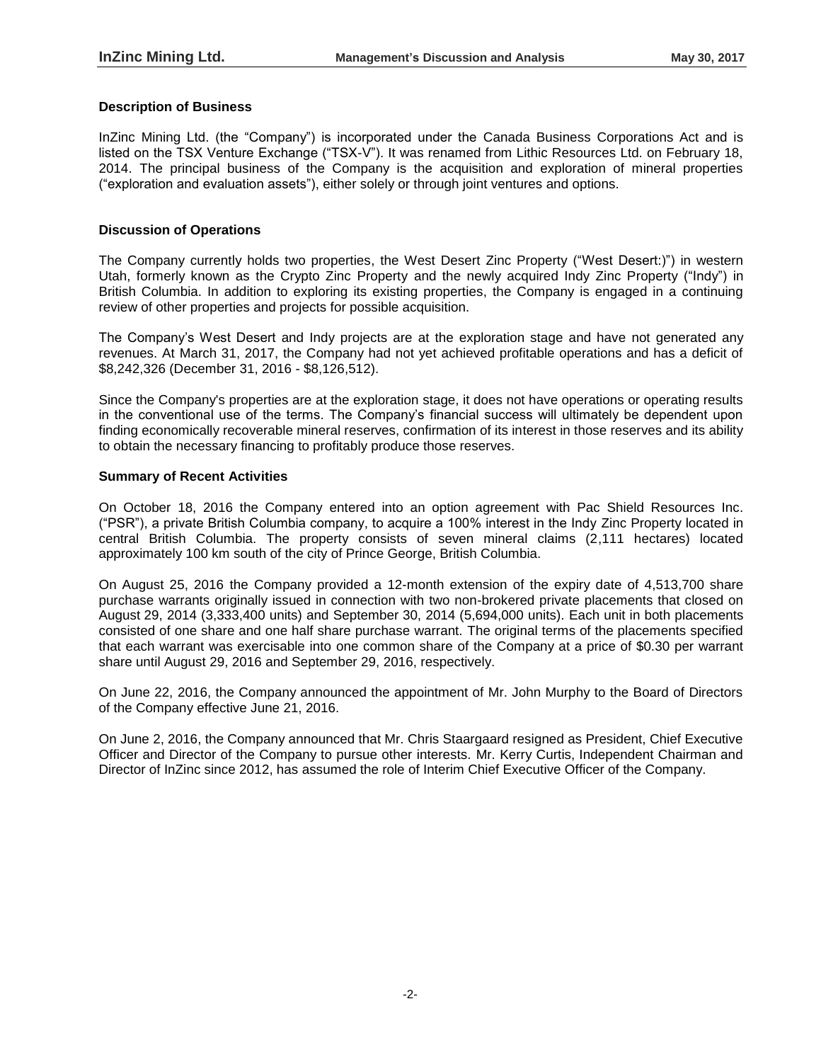## Description of Business

InZinc Mining Ltd. (the "Company") is incorporated under the Canada Business Corporations Act and is listed on the TSX Venture Exchange ("TSX-V"). It was renamed from Lithic Resources Ltd. on February 18, 2014. The principal business of the Company is the acquisition and exploration of mineral properties ("exploration and evaluation assets"), either solely or through joint ventures and options.

## Discussion of Operations

The Company currently holds two properties, the West Desert Zinc Property ("West Desert:)") in western Utah, formerly known as the Crypto Zinc Property and the newly acquired Indy Zinc Property ("Indy") in British Columbia. In addition to exploring its existing properties, the Company is engaged in a continuing review of other properties and projects for possible acquisition.

The Company's West Desert and Indy projects are at the exploration stage and have not generated any revenues. At March 31, 2017, the Company had not yet achieved profitable operations and has a deficit of $8,242,326 (December 31, 2016 - $8,126,512).

Since the Company's properties are at the exploration stage, it does not have operations or operating results in the conventional use of the terms. The Company's financial success will ultimately be dependent upon finding economically recoverable mineral reserves, confirmation of its interest in those reserves and its ability to obtain the necessary financing to profitably produce those reserves.

## Summary of Recent Activities

On October 18, 2016 the Company entered into an option agreement with Pac Shield Resources Inc. ("PSR"), a private British Columbia company, to acquire a 100% interest in the Indy Zinc Property located in central British Columbia. The property consists of seven mineral claims (2,111 hectares) located approximately 100 km south of the city of Prince George, British Columbia.

On August 25, 2016 the Company provided a 12-month extension of the expiry date of 4,513,700 share purchase warrants originally issued in connection with two non-brokered private placements that closed on August 29, 2014 (3,333,400 units) and September 30, 2014 (5,694,000 units). Each unit in both placements consisted of one share and one half share purchase warrant. The original terms of the placements specified that each warrant was exercisable into one common share of the Company at a price of $0.30 per warrant share until August 29, 2016 and September 29, 2016, respectively.

On June 22, 2016, the Company announced the appointment of Mr. John Murphy to the Board of Directors of the Company effective June 21, 2016.

On June 2, 2016, the Company announced that Mr. Chris Staargaard resigned as President, Chief Executive Officer and Director of the Company to pursue other interests. Mr. Kerry Curtis, Independent Chairman and Director of InZinc since 2012, has assumed the role of Interim Chief Executive Officer of the Company.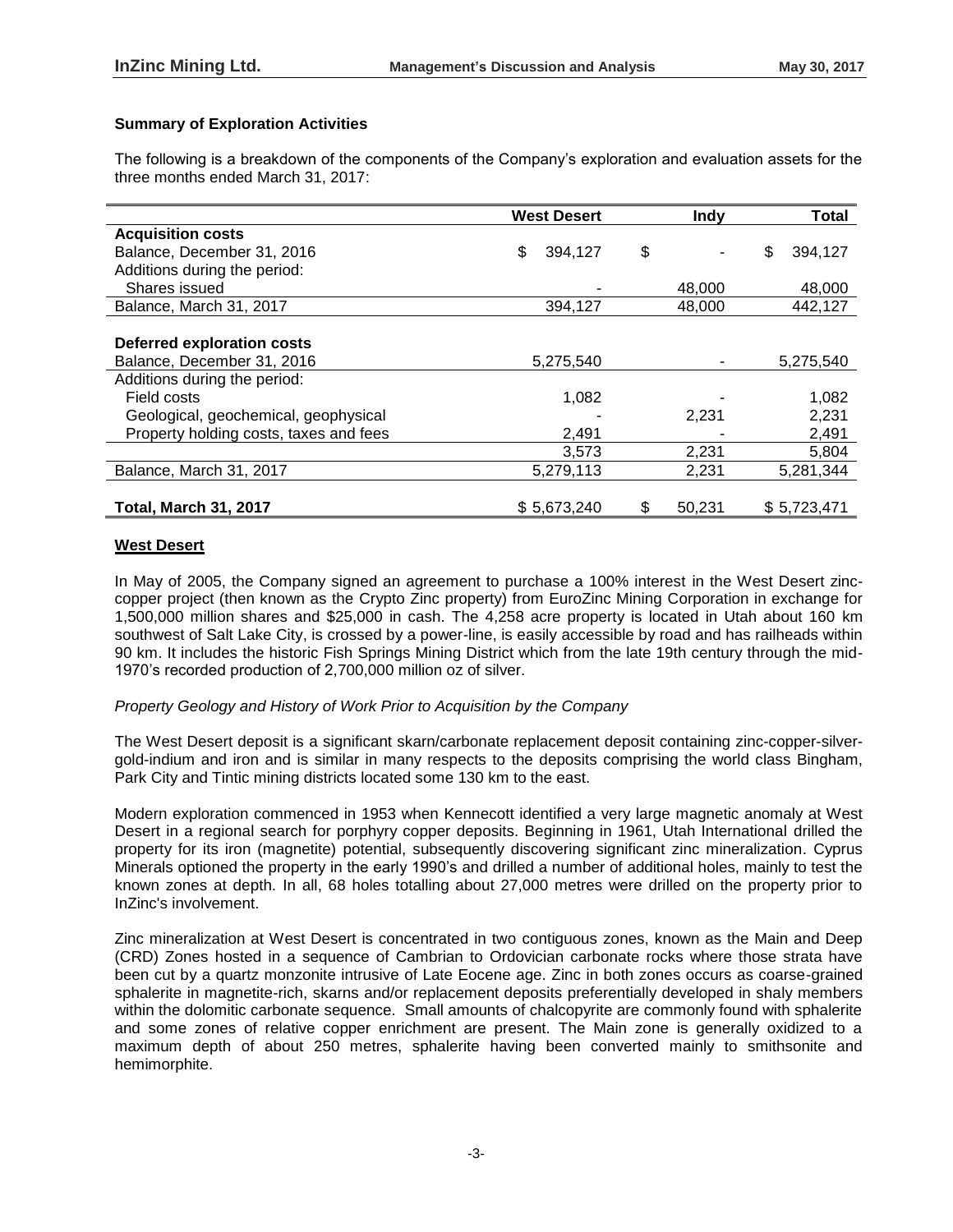**Summary of Exploration Activities**

The following is a breakdown of the components of the Company's exploration and evaluation assets for the three months ended March 31, 2017:

| | West Desert | Indy | Total |
|---|---|---|---|
| **Acquisition costs** | | | |
| Balance, December 31, 2016 | $ 394,127 | $ - | $ 394,127 |
| Additions during the period: | | | |
| Shares issued | - | 48,000 | 48,000 |
| Balance, March 31, 2017 | 394,127 | 48,000 | 442,127 |
| | | | |
| **Deferred exploration costs** | | | |
| Balance, December 31, 2016 | 5,275,540 | - | 5,275,540 |
| Additions during the period: | | | |
| Field costs | 1,082 | - | 1,082 |
| Geological, geochemical, geophysical | - | 2,231 | 2,231 |
| Property holding costs, taxes and fees | 2,491 | - | 2,491 |
| | 3,573 | 2,231 | 5,804 |
| Balance, March 31, 2017 | 5,279,113 | 2,231 | 5,281,344 |
| | | | |
| **Total, March 31, 2017** | $ 5,673,240 | $ 50,231 | $ 5,723,471 |

**West Desert**

In May of 2005, the Company signed an agreement to purchase a 100% interest in the West Desert zinc-copper project (then known as the Crypto Zinc property) from EuroZinc Mining Corporation in exchange for 1,500,000 million shares and $25,000 in cash. The 4,258 acre property is located in Utah about 160 km southwest of Salt Lake City, is crossed by a power-line, is easily accessible by road and has railheads within 90 km. It includes the historic Fish Springs Mining District which from the late 19th century through the mid-1970's recorded production of 2,700,000 million oz of silver.

*Property Geology and History of Work Prior to Acquisition by the Company*

The West Desert deposit is a significant skarn/carbonate replacement deposit containing zinc-copper-silver-gold-indium and iron and is similar in many respects to the deposits comprising the world class Bingham, Park City and Tintic mining districts located some 130 km to the east.

Modern exploration commenced in 1953 when Kennecott identified a very large magnetic anomaly at West Desert in a regional search for porphyry copper deposits. Beginning in 1961, Utah International drilled the property for its iron (magnetite) potential, subsequently discovering significant zinc mineralization. Cyprus Minerals optioned the property in the early 1990's and drilled a number of additional holes, mainly to test the known zones at depth. In all, 68 holes totalling about 27,000 metres were drilled on the property prior to InZinc's involvement.

Zinc mineralization at West Desert is concentrated in two contiguous zones, known as the Main and Deep (CRD) Zones hosted in a sequence of Cambrian to Ordovician carbonate rocks where those strata have been cut by a quartz monzonite intrusive of Late Eocene age. Zinc in both zones occurs as coarse-grained sphalerite in magnetite-rich, skarns and/or replacement deposits preferentially developed in shaly members within the dolomitic carbonate sequence. Small amounts of chalcopyrite are commonly found with sphalerite and some zones of relative copper enrichment are present. The Main zone is generally oxidized to a maximum depth of about 250 metres, sphalerite having been converted mainly to smithsonite and hemimorphite.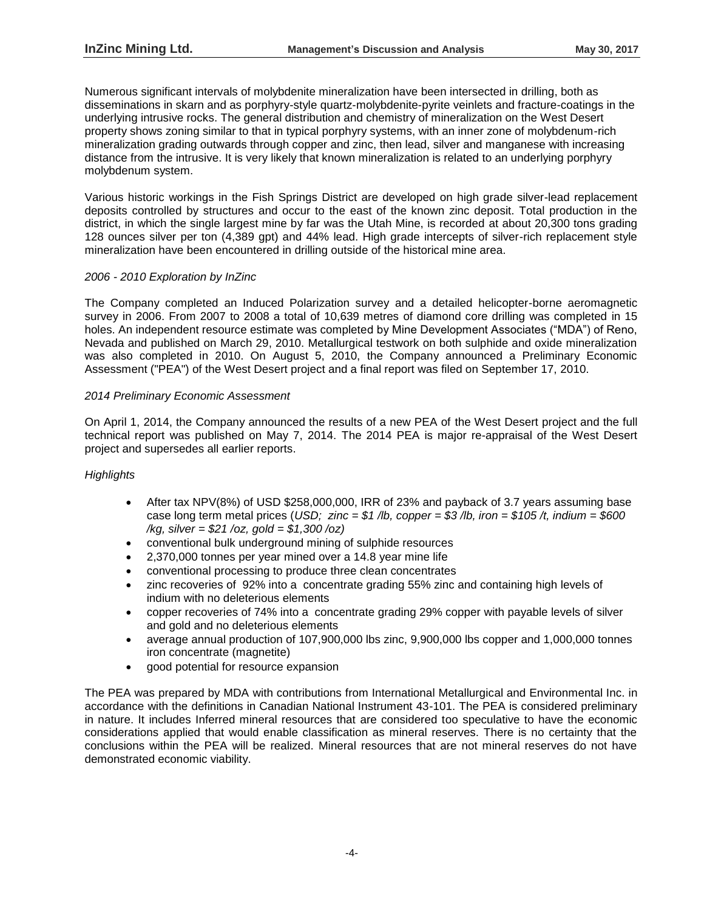Numerous significant intervals of molybdenite mineralization have been intersected in drilling, both as disseminations in skarn and as porphyry-style quartz-molybdenite-pyrite veinlets and fracture-coatings in the underlying intrusive rocks. The general distribution and chemistry of mineralization on the West Desert property shows zoning similar to that in typical porphyry systems, with an inner zone of molybdenum-rich mineralization grading outwards through copper and zinc, then lead, silver and manganese with increasing distance from the intrusive. It is very likely that known mineralization is related to an underlying porphyry molybdenum system.

Various historic workings in the Fish Springs District are developed on high grade silver-lead replacement deposits controlled by structures and occur to the east of the known zinc deposit. Total production in the district, in which the single largest mine by far was the Utah Mine, is recorded at about 20,300 tons grading 128 ounces silver per ton (4,389 gpt) and 44% lead. High grade intercepts of silver-rich replacement style mineralization have been encountered in drilling outside of the historical mine area.

*2006 - 2010 Exploration by InZinc*

The Company completed an Induced Polarization survey and a detailed helicopter-borne aeromagnetic survey in 2006. From 2007 to 2008 a total of 10,639 metres of diamond core drilling was completed in 15 holes. An independent resource estimate was completed by Mine Development Associates ("MDA") of Reno, Nevada and published on March 29, 2010. Metallurgical testwork on both sulphide and oxide mineralization was also completed in 2010. On August 5, 2010, the Company announced a Preliminary Economic Assessment ("PEA") of the West Desert project and a final report was filed on September 17, 2010.

*2014 Preliminary Economic Assessment*

On April 1, 2014, the Company announced the results of a new PEA of the West Desert project and the full technical report was published on May 7, 2014. The 2014 PEA is major re-appraisal of the West Desert project and supersedes all earlier reports.

*Highlights*

- After tax NPV(8%) of USD $258,000,000, IRR of 23% and payback of 3.7 years assuming base case long term metal prices (*USD; zinc = $1 /lb, copper = $3 /lb, iron = $105 /t, indium = $600 /kg, silver = $21 /oz, gold = $1,300 /oz)*
- conventional bulk underground mining of sulphide resources
- 2,370,000 tonnes per year mined over a 14.8 year mine life
- conventional processing to produce three clean concentrates
- zinc recoveries of 92% into a concentrate grading 55% zinc and containing high levels of indium with no deleterious elements
- copper recoveries of 74% into a concentrate grading 29% copper with payable levels of silver and gold and no deleterious elements
- average annual production of 107,900,000 lbs zinc, 9,900,000 lbs copper and 1,000,000 tonnes iron concentrate (magnetite)
- good potential for resource expansion

The PEA was prepared by MDA with contributions from International Metallurgical and Environmental Inc. in accordance with the definitions in Canadian National Instrument 43-101. The PEA is considered preliminary in nature. It includes Inferred mineral resources that are considered too speculative to have the economic considerations applied that would enable classification as mineral reserves. There is no certainty that the conclusions within the PEA will be realized. Mineral resources that are not mineral reserves do not have demonstrated economic viability.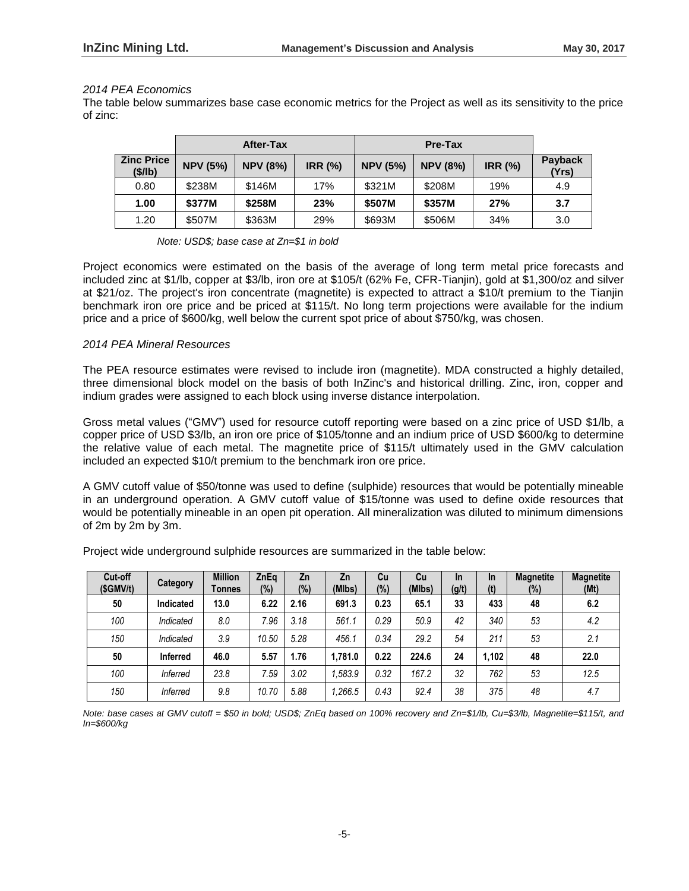*2014 PEA Economics*

The table below summarizes base case economic metrics for the Project as well as its sensitivity to the price of zinc:

| | After-Tax | | | Pre-Tax | | | |
|---|---|---|---|---|---|---|---|
| **Zinc Price ($/lb)** | **NPV (5%)** | **NPV (8%)** | **IRR (%)** | **NPV (5%)** | **NPV (8%)** | **IRR (%)** | **Payback (Yrs)** |
| 0.80 | $238M | $146M | 17% | $321M | $208M | 19% | 4.9 |
| **1.00** | **$377M** | **$258M** | **23%** | **$507M** | **$357M** | **27%** | **3.7** |
| 1.20 | $507M | $363M | 29% | $693M | $506M | 34% | 3.0 |

*Note: USD$; base case at Zn=$1 in bold*

Project economics were estimated on the basis of the average of long term metal price forecasts and included zinc at $1/lb, copper at $3/lb, iron ore at $105/t (62% Fe, CFR-Tianjin), gold at $1,300/oz and silver at $21/oz. The project's iron concentrate (magnetite) is expected to attract a $10/t premium to the Tianjin benchmark iron ore price and be priced at $115/t. No long term projections were available for the indium price and a price of $600/kg, well below the current spot price of about $750/kg, was chosen.

*2014 PEA Mineral Resources*

The PEA resource estimates were revised to include iron (magnetite). MDA constructed a highly detailed, three dimensional block model on the basis of both InZinc's and historical drilling. Zinc, iron, copper and indium grades were assigned to each block using inverse distance interpolation.

Gross metal values ("GMV") used for resource cutoff reporting were based on a zinc price of USD $1/lb, a copper price of USD $3/lb, an iron ore price of $105/tonne and an indium price of USD $600/kg to determine the relative value of each metal. The magnetite price of $115/t ultimately used in the GMV calculation included an expected $10/t premium to the benchmark iron ore price.

A GMV cutoff value of $50/tonne was used to define (sulphide) resources that would be potentially mineable in an underground operation. A GMV cutoff value of $15/tonne was used to define oxide resources that would be potentially mineable in an open pit operation. All mineralization was diluted to minimum dimensions of 2m by 2m by 3m.

Project wide underground sulphide resources are summarized in the table below:

| Cut-off ($GMV/t) | Category | Million Tonnes | ZnEq (%) | Zn (%) | Zn (Mlbs) | Cu (%) | Cu (Mlbs) | In (g/t) | In (t) | Magnetite (%) | Magnetite (Mt) |
|---|---|---|---|---|---|---|---|---|---|---|---|
| **50** | **Indicated** | **13.0** | **6.22** | **2.16** | **691.3** | **0.23** | **65.1** | **33** | **433** | **48** | **6.2** |
| *100* | *Indicated* | *8.0* | *7.96* | *3.18* | *561.1* | *0.29* | *50.9* | *42* | *340* | *53* | *4.2* |
| *150* | *Indicated* | *3.9* | *10.50* | *5.28* | *456.1* | *0.34* | *29.2* | *54* | *211* | *53* | *2.1* |
| **50** | **Inferred** | **46.0** | **5.57** | **1.76** | **1,781.0** | **0.22** | **224.6** | **24** | **1,102** | **48** | **22.0** |
| *100* | *Inferred* | *23.8* | *7.59* | *3.02* | *1,583.9* | *0.32* | *167.2* | *32* | *762* | *53* | *12.5* |
| *150* | *Inferred* | *9.8* | *10.70* | *5.88* | *1,266.5* | *0.43* | *92.4* | *38* | *375* | *48* | *4.7* |

*Note: base cases at GMV cutoff = $50 in bold; USD$; ZnEq based on 100% recovery and Zn=$1/lb, Cu=$3/lb, Magnetite=$115/t, and In=$600/kg*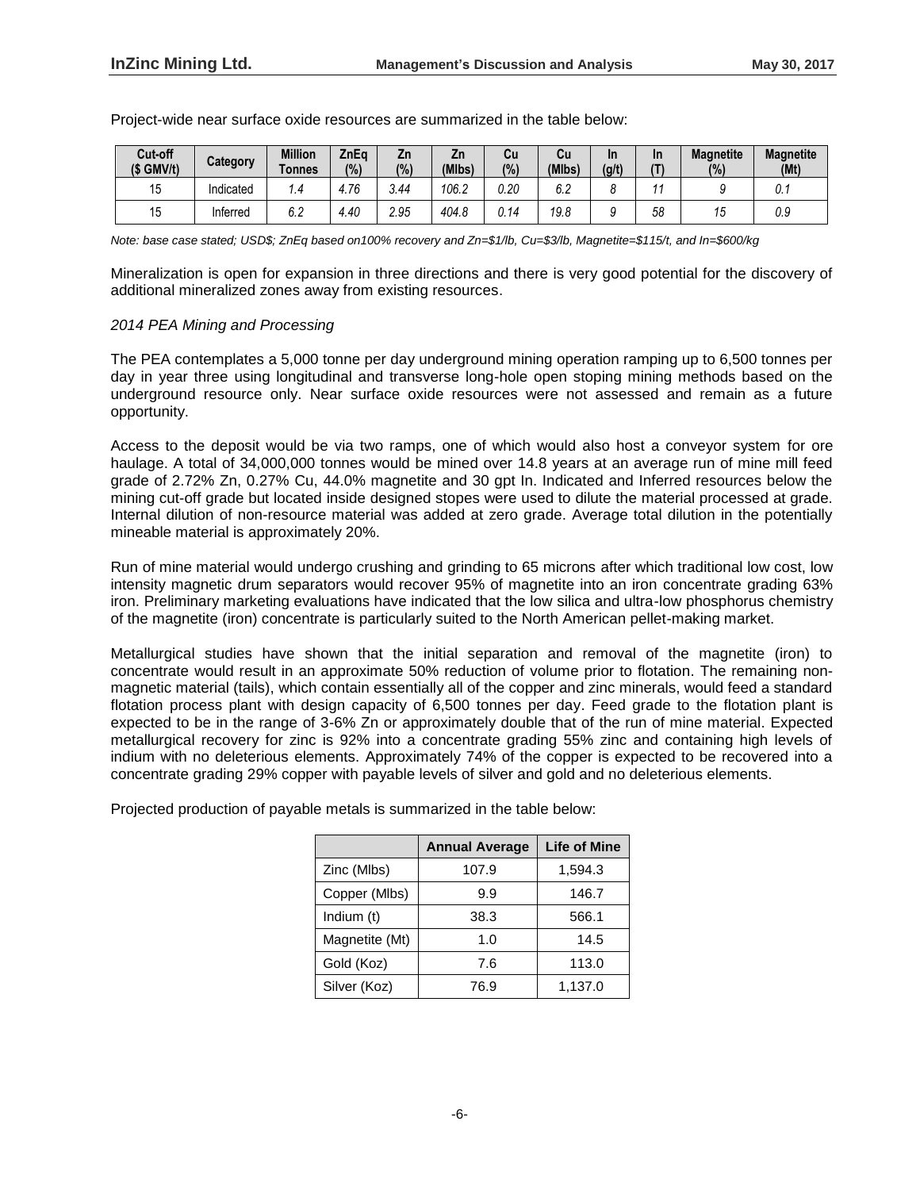Project-wide near surface oxide resources are summarized in the table below:

| Cut-off ($ GMV/t) | Category | Million Tonnes | ZnEq (%) | Zn (%) | Zn (Mlbs) | Cu (%) | Cu (Mlbs) | In (g/t) | In (T) | Magnetite (%) | Magnetite (Mt) |
|---|---|---|---|---|---|---|---|---|---|---|---|
| 15 | Indicated | 1.4 | 4.76 | 3.44 | 106.2 | 0.20 | 6.2 | 8 | 11 | 9 | 0.1 |
| 15 | Inferred | 6.2 | 4.40 | 2.95 | 404.8 | 0.14 | 19.8 | 9 | 58 | 15 | 0.9 |

*Note: base case stated; USD$; ZnEq based on100% recovery and Zn=$1/lb, Cu=$3/lb, Magnetite=$115/t, and In=$600/kg*

Mineralization is open for expansion in three directions and there is very good potential for the discovery of additional mineralized zones away from existing resources.

*2014 PEA Mining and Processing*

The PEA contemplates a 5,000 tonne per day underground mining operation ramping up to 6,500 tonnes per day in year three using longitudinal and transverse long-hole open stoping mining methods based on the underground resource only. Near surface oxide resources were not assessed and remain as a future opportunity.

Access to the deposit would be via two ramps, one of which would also host a conveyor system for ore haulage. A total of 34,000,000 tonnes would be mined over 14.8 years at an average run of mine mill feed grade of 2.72% Zn, 0.27% Cu, 44.0% magnetite and 30 gpt In. Indicated and Inferred resources below the mining cut-off grade but located inside designed stopes were used to dilute the material processed at grade. Internal dilution of non-resource material was added at zero grade. Average total dilution in the potentially mineable material is approximately 20%.

Run of mine material would undergo crushing and grinding to 65 microns after which traditional low cost, low intensity magnetic drum separators would recover 95% of magnetite into an iron concentrate grading 63% iron. Preliminary marketing evaluations have indicated that the low silica and ultra-low phosphorus chemistry of the magnetite (iron) concentrate is particularly suited to the North American pellet-making market.

Metallurgical studies have shown that the initial separation and removal of the magnetite (iron) to concentrate would result in an approximate 50% reduction of volume prior to flotation. The remaining non-magnetic material (tails), which contain essentially all of the copper and zinc minerals, would feed a standard flotation process plant with design capacity of 6,500 tonnes per day. Feed grade to the flotation plant is expected to be in the range of 3-6% Zn or approximately double that of the run of mine material. Expected metallurgical recovery for zinc is 92% into a concentrate grading 55% zinc and containing high levels of indium with no deleterious elements. Approximately 74% of the copper is expected to be recovered into a concentrate grading 29% copper with payable levels of silver and gold and no deleterious elements.

Projected production of payable metals is summarized in the table below:

| | Annual Average | Life of Mine |
|---|---|---|
| Zinc (Mlbs) | 107.9 | 1,594.3 |
| Copper (Mlbs) | 9.9 | 146.7 |
| Indium (t) | 38.3 | 566.1 |
| Magnetite (Mt) | 1.0 | 14.5 |
| Gold (Koz) | 7.6 | 113.0 |
| Silver (Koz) | 76.9 | 1,137.0 |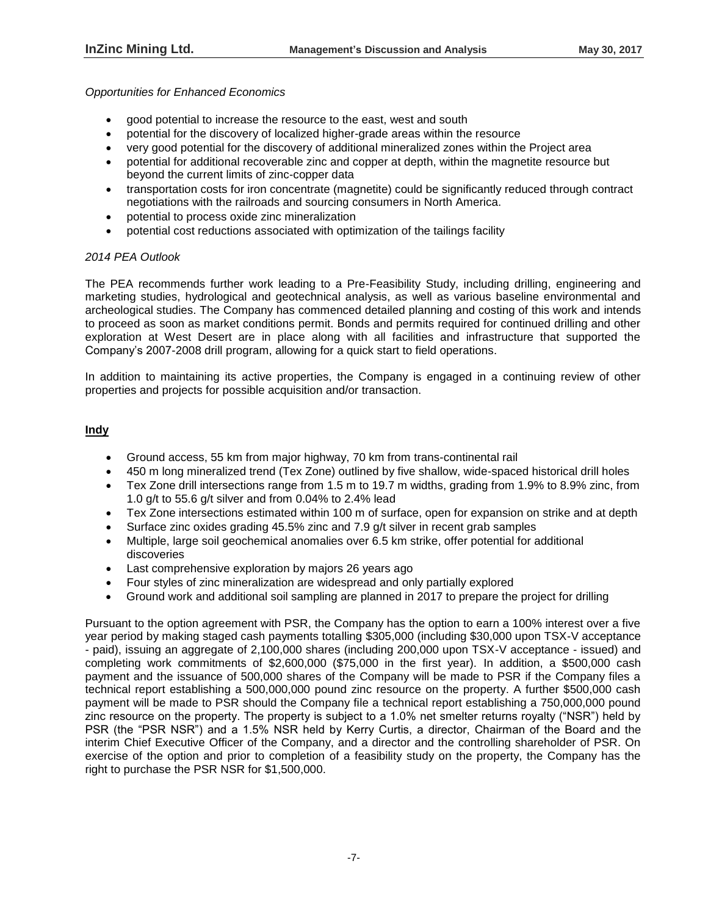*Opportunities for Enhanced Economics*

- good potential to increase the resource to the east, west and south
- potential for the discovery of localized higher-grade areas within the resource
- very good potential for the discovery of additional mineralized zones within the Project area
- potential for additional recoverable zinc and copper at depth, within the magnetite resource but beyond the current limits of zinc-copper data
- transportation costs for iron concentrate (magnetite) could be significantly reduced through contract negotiations with the railroads and sourcing consumers in North America.
- potential to process oxide zinc mineralization
- potential cost reductions associated with optimization of the tailings facility

*2014 PEA Outlook*

The PEA recommends further work leading to a Pre-Feasibility Study, including drilling, engineering and marketing studies, hydrological and geotechnical analysis, as well as various baseline environmental and archeological studies. The Company has commenced detailed planning and costing of this work and intends to proceed as soon as market conditions permit. Bonds and permits required for continued drilling and other exploration at West Desert are in place along with all facilities and infrastructure that supported the Company's 2007-2008 drill program, allowing for a quick start to field operations.

In addition to maintaining its active properties, the Company is engaged in a continuing review of other properties and projects for possible acquisition and/or transaction.

**Indy**

- Ground access, 55 km from major highway, 70 km from trans-continental rail
- 450 m long mineralized trend (Tex Zone) outlined by five shallow, wide-spaced historical drill holes
- Tex Zone drill intersections range from 1.5 m to 19.7 m widths, grading from 1.9% to 8.9% zinc, from 1.0 g/t to 55.6 g/t silver and from 0.04% to 2.4% lead
- Tex Zone intersections estimated within 100 m of surface, open for expansion on strike and at depth
- Surface zinc oxides grading 45.5% zinc and 7.9 g/t silver in recent grab samples
- Multiple, large soil geochemical anomalies over 6.5 km strike, offer potential for additional discoveries
- Last comprehensive exploration by majors 26 years ago
- Four styles of zinc mineralization are widespread and only partially explored
- Ground work and additional soil sampling are planned in 2017 to prepare the project for drilling

Pursuant to the option agreement with PSR, the Company has the option to earn a 100% interest over a five year period by making staged cash payments totalling $305,000 (including $30,000 upon TSX-V acceptance - paid), issuing an aggregate of 2,100,000 shares (including 200,000 upon TSX-V acceptance - issued) and completing work commitments of $2,600,000 ($75,000 in the first year). In addition, a $500,000 cash payment and the issuance of 500,000 shares of the Company will be made to PSR if the Company files a technical report establishing a 500,000,000 pound zinc resource on the property. A further $500,000 cash payment will be made to PSR should the Company file a technical report establishing a 750,000,000 pound zinc resource on the property. The property is subject to a 1.0% net smelter returns royalty ("NSR") held by PSR (the "PSR NSR") and a 1.5% NSR held by Kerry Curtis, a director, Chairman of the Board and the interim Chief Executive Officer of the Company, and a director and the controlling shareholder of PSR. On exercise of the option and prior to completion of a feasibility study on the property, the Company has the right to purchase the PSR NSR for $1,500,000.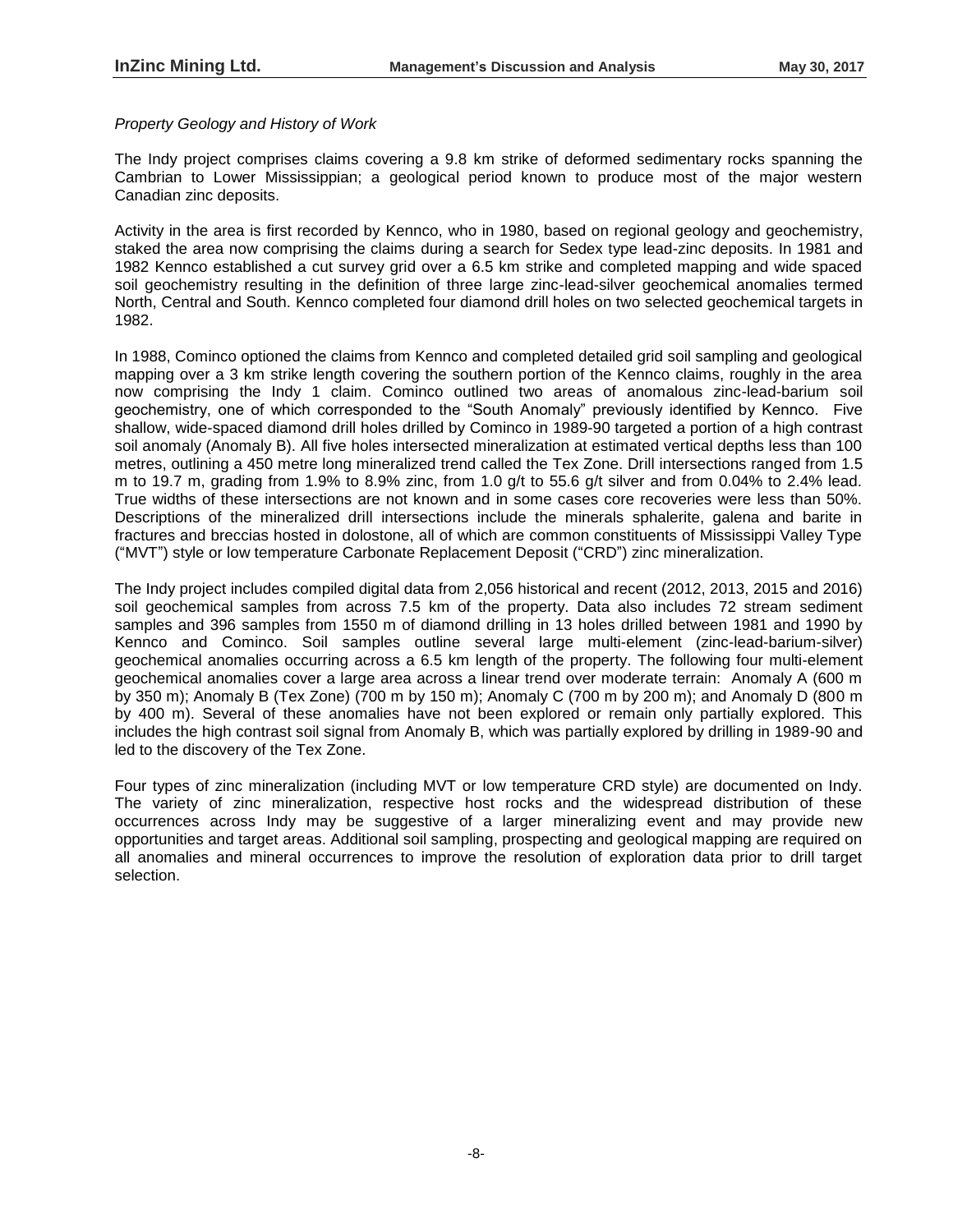*Property Geology and History of Work*

The Indy project comprises claims covering a 9.8 km strike of deformed sedimentary rocks spanning the Cambrian to Lower Mississippian; a geological period known to produce most of the major western Canadian zinc deposits.

Activity in the area is first recorded by Kennco, who in 1980, based on regional geology and geochemistry, staked the area now comprising the claims during a search for Sedex type lead-zinc deposits. In 1981 and 1982 Kennco established a cut survey grid over a 6.5 km strike and completed mapping and wide spaced soil geochemistry resulting in the definition of three large zinc-lead-silver geochemical anomalies termed North, Central and South. Kennco completed four diamond drill holes on two selected geochemical targets in 1982.

In 1988, Cominco optioned the claims from Kennco and completed detailed grid soil sampling and geological mapping over a 3 km strike length covering the southern portion of the Kennco claims, roughly in the area now comprising the Indy 1 claim. Cominco outlined two areas of anomalous zinc-lead-barium soil geochemistry, one of which corresponded to the "South Anomaly" previously identified by Kennco. Five shallow, wide-spaced diamond drill holes drilled by Cominco in 1989-90 targeted a portion of a high contrast soil anomaly (Anomaly B). All five holes intersected mineralization at estimated vertical depths less than 100 metres, outlining a 450 metre long mineralized trend called the Tex Zone. Drill intersections ranged from 1.5 m to 19.7 m, grading from 1.9% to 8.9% zinc, from 1.0 g/t to 55.6 g/t silver and from 0.04% to 2.4% lead. True widths of these intersections are not known and in some cases core recoveries were less than 50%. Descriptions of the mineralized drill intersections include the minerals sphalerite, galena and barite in fractures and breccias hosted in dolostone, all of which are common constituents of Mississippi Valley Type ("MVT") style or low temperature Carbonate Replacement Deposit ("CRD") zinc mineralization.

The Indy project includes compiled digital data from 2,056 historical and recent (2012, 2013, 2015 and 2016) soil geochemical samples from across 7.5 km of the property. Data also includes 72 stream sediment samples and 396 samples from 1550 m of diamond drilling in 13 holes drilled between 1981 and 1990 by Kennco and Cominco. Soil samples outline several large multi-element (zinc-lead-barium-silver) geochemical anomalies occurring across a 6.5 km length of the property. The following four multi-element geochemical anomalies cover a large area across a linear trend over moderate terrain: Anomaly A (600 m by 350 m); Anomaly B (Tex Zone) (700 m by 150 m); Anomaly C (700 m by 200 m); and Anomaly D (800 m by 400 m). Several of these anomalies have not been explored or remain only partially explored. This includes the high contrast soil signal from Anomaly B, which was partially explored by drilling in 1989-90 and led to the discovery of the Tex Zone.

Four types of zinc mineralization (including MVT or low temperature CRD style) are documented on Indy. The variety of zinc mineralization, respective host rocks and the widespread distribution of these occurrences across Indy may be suggestive of a larger mineralizing event and may provide new opportunities and target areas. Additional soil sampling, prospecting and geological mapping are required on all anomalies and mineral occurrences to improve the resolution of exploration data prior to drill target selection.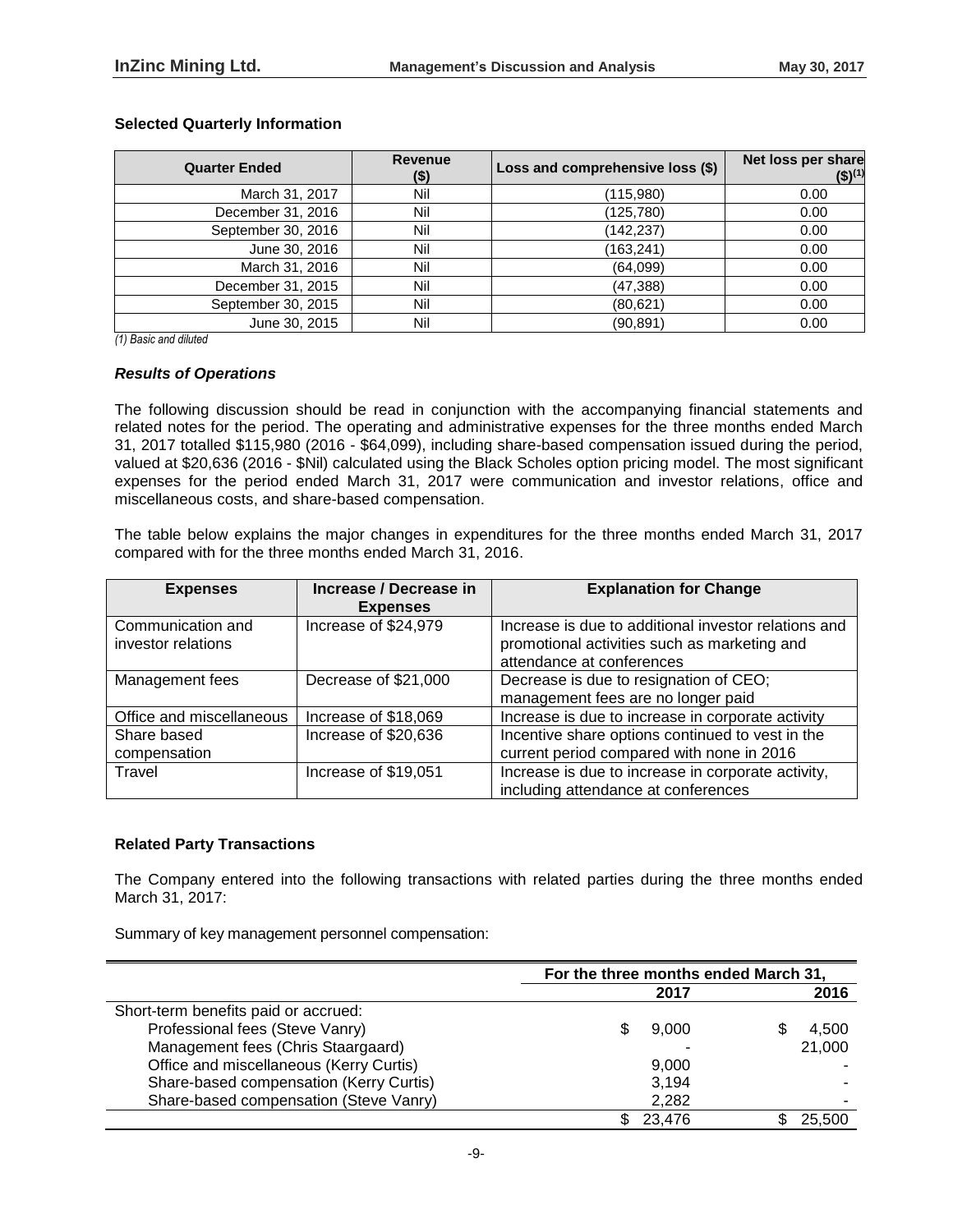### Selected Quarterly Information

| Quarter Ended | Revenue ($) | Loss and comprehensive loss ($) | Net loss per share ($)[1] |
|---|---|---|---|
| March 31, 2017 | Nil | (115,980) | 0.00 |
| December 31, 2016 | Nil | (125,780) | 0.00 |
| September 30, 2016 | Nil | (142,237) | 0.00 |
| June 30, 2016 | Nil | (163,241) | 0.00 |
| March 31, 2016 | Nil | (64,099) | 0.00 |
| December 31, 2015 | Nil | (47,388) | 0.00 |
| September 30, 2015 | Nil | (80,621) | 0.00 |
| June 30, 2015 | Nil | (90,891) | 0.00 |

*(1) Basic and diluted*

### *Results of Operations*

The following discussion should be read in conjunction with the accompanying financial statements and related notes for the period. The operating and administrative expenses for the three months ended March 31, 2017 totalled $115,980 (2016 - $64,099), including share-based compensation issued during the period, valued at $20,636 (2016 - $Nil) calculated using the Black Scholes option pricing model. The most significant expenses for the period ended March 31, 2017 were communication and investor relations, office and miscellaneous costs, and share-based compensation.

The table below explains the major changes in expenditures for the three months ended March 31, 2017 compared with for the three months ended March 31, 2016.

| Expenses | Increase / Decrease in Expenses | Explanation for Change |
|---|---|---|
| Communication and investor relations | Increase of $24,979 | Increase is due to additional investor relations and promotional activities such as marketing and attendance at conferences |
| Management fees | Decrease of $21,000 | Decrease is due to resignation of CEO; management fees are no longer paid |
| Office and miscellaneous | Increase of $18,069 | Increase is due to increase in corporate activity |
| Share based compensation | Increase of $20,636 | Incentive share options continued to vest in the current period compared with none in 2016 |
| Travel | Increase of $19,051 | Increase is due to increase in corporate activity, including attendance at conferences |

### Related Party Transactions

The Company entered into the following transactions with related parties during the three months ended March 31, 2017:

Summary of key management personnel compensation:

| | For the three months ended March 31, | |
|---|---|---|
| | 2017 | 2016 |
| Short-term benefits paid or accrued: | | |
| Professional fees (Steve Vanry) | $ 9,000 | $ 4,500 |
| Management fees (Chris Staargaard) | - | 21,000 |
| Office and miscellaneous (Kerry Curtis) | 9,000 | - |
| Share-based compensation (Kerry Curtis) | 3,194 | - |
| Share-based compensation (Steve Vanry) | 2,282 | - |
| | $ 23,476 | $ 25,500 |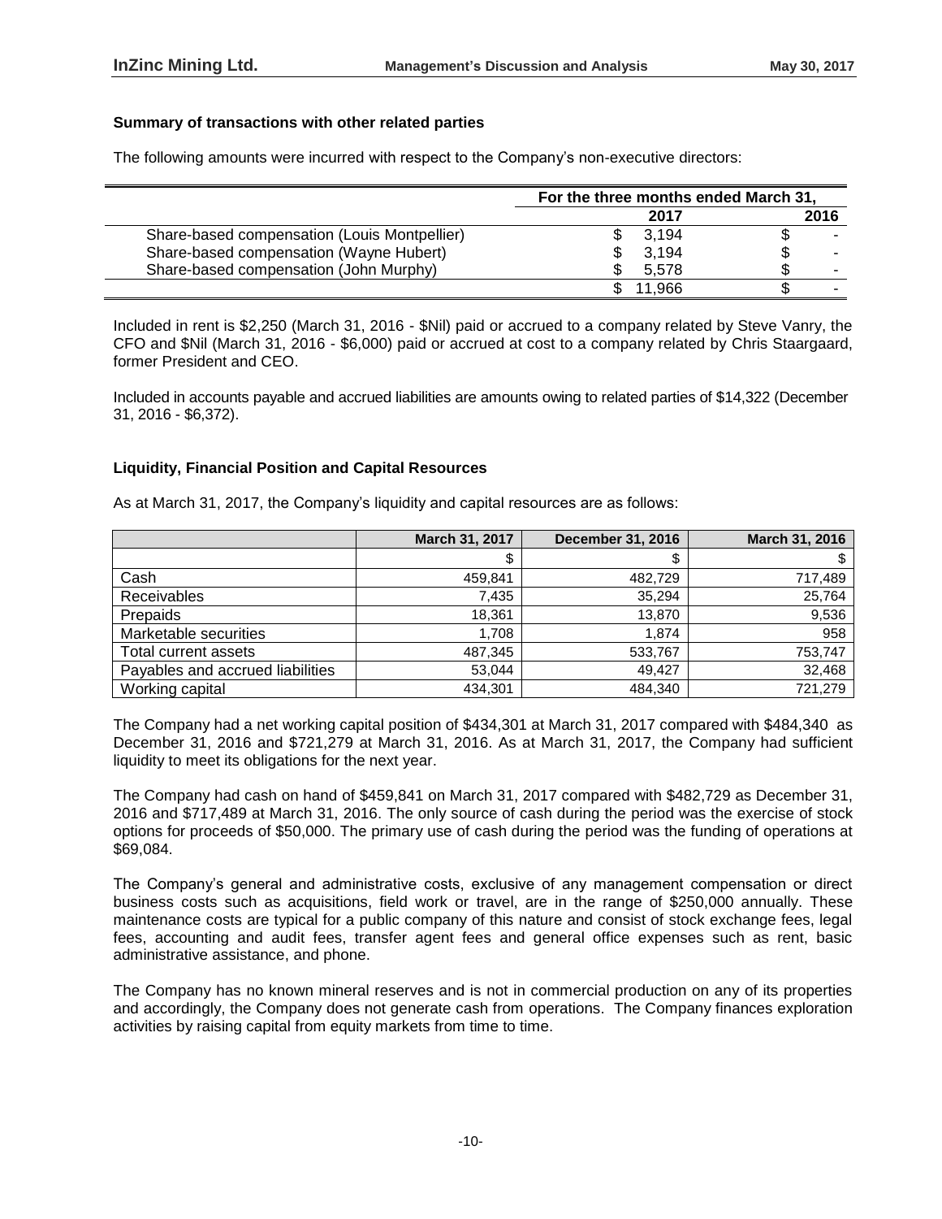### Summary of transactions with other related parties

The following amounts were incurred with respect to the Company's non-executive directors:

| | For the three months ended March 31, | |
|---|---|---|
| | 2017 | 2016 |
| Share-based compensation (Louis Montpellier) | $ 3,194 | $ - |
| Share-based compensation (Wayne Hubert) | $ 3,194 | $ - |
| Share-based compensation (John Murphy) | $ 5,578 | $ - |
| | $ 11,966 | $ - |

Included in rent is $2,250 (March 31, 2016 - $Nil) paid or accrued to a company related by Steve Vanry, the CFO and $Nil (March 31, 2016 - $6,000) paid or accrued at cost to a company related by Chris Staargaard, former President and CEO.

Included in accounts payable and accrued liabilities are amounts owing to related parties of $14,322 (December 31, 2016 - $6,372).

### Liquidity, Financial Position and Capital Resources

As at March 31, 2017, the Company's liquidity and capital resources are as follows:

| | March 31, 2017 | December 31, 2016 | March 31, 2016 |
|---|---|---|---|
| | $ | $ | $ |
| Cash | 459,841 | 482,729 | 717,489 |
| Receivables | 7,435 | 35,294 | 25,764 |
| Prepaids | 18,361 | 13,870 | 9,536 |
| Marketable securities | 1,708 | 1,874 | 958 |
| Total current assets | 487,345 | 533,767 | 753,747 |
| Payables and accrued liabilities | 53,044 | 49,427 | 32,468 |
| Working capital | 434,301 | 484,340 | 721,279 |

The Company had a net working capital position of $434,301 at March 31, 2017 compared with $484,340 as December 31, 2016 and $721,279 at March 31, 2016. As at March 31, 2017, the Company had sufficient liquidity to meet its obligations for the next year.

The Company had cash on hand of $459,841 on March 31, 2017 compared with $482,729 as December 31, 2016 and $717,489 at March 31, 2016. The only source of cash during the period was the exercise of stock options for proceeds of $50,000. The primary use of cash during the period was the funding of operations at $69,084.

The Company's general and administrative costs, exclusive of any management compensation or direct business costs such as acquisitions, field work or travel, are in the range of $250,000 annually. These maintenance costs are typical for a public company of this nature and consist of stock exchange fees, legal fees, accounting and audit fees, transfer agent fees and general office expenses such as rent, basic administrative assistance, and phone.

The Company has no known mineral reserves and is not in commercial production on any of its properties and accordingly, the Company does not generate cash from operations. The Company finances exploration activities by raising capital from equity markets from time to time.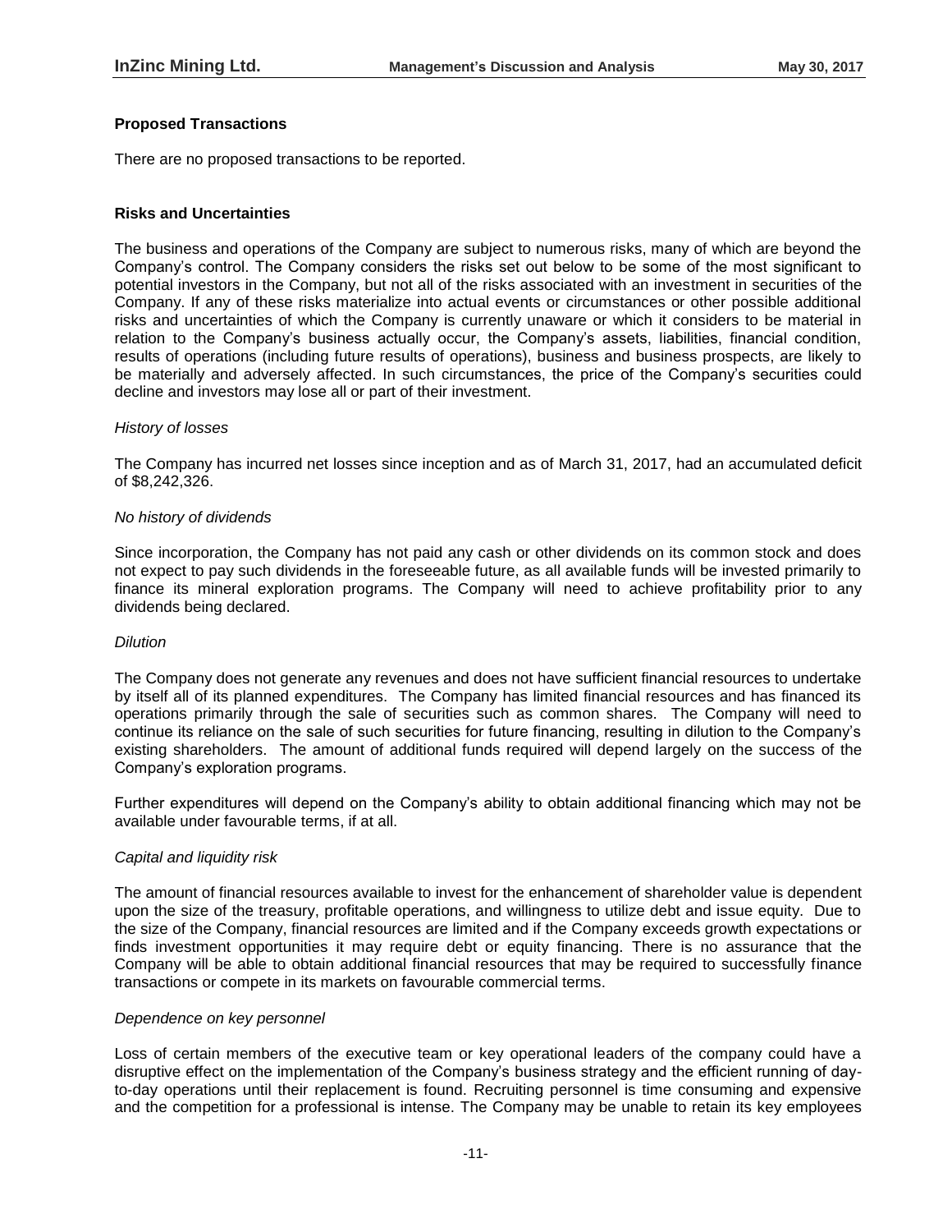**Proposed Transactions**

There are no proposed transactions to be reported.

**Risks and Uncertainties**

The business and operations of the Company are subject to numerous risks, many of which are beyond the Company's control. The Company considers the risks set out below to be some of the most significant to potential investors in the Company, but not all of the risks associated with an investment in securities of the Company. If any of these risks materialize into actual events or circumstances or other possible additional risks and uncertainties of which the Company is currently unaware or which it considers to be material in relation to the Company's business actually occur, the Company's assets, liabilities, financial condition, results of operations (including future results of operations), business and business prospects, are likely to be materially and adversely affected. In such circumstances, the price of the Company's securities could decline and investors may lose all or part of their investment.

*History of losses*

The Company has incurred net losses since inception and as of March 31, 2017, had an accumulated deficit of $8,242,326.

*No history of dividends*

Since incorporation, the Company has not paid any cash or other dividends on its common stock and does not expect to pay such dividends in the foreseeable future, as all available funds will be invested primarily to finance its mineral exploration programs. The Company will need to achieve profitability prior to any dividends being declared.

*Dilution*

The Company does not generate any revenues and does not have sufficient financial resources to undertake by itself all of its planned expenditures. The Company has limited financial resources and has financed its operations primarily through the sale of securities such as common shares. The Company will need to continue its reliance on the sale of such securities for future financing, resulting in dilution to the Company's existing shareholders. The amount of additional funds required will depend largely on the success of the Company's exploration programs.

Further expenditures will depend on the Company's ability to obtain additional financing which may not be available under favourable terms, if at all.

*Capital and liquidity risk*

The amount of financial resources available to invest for the enhancement of shareholder value is dependent upon the size of the treasury, profitable operations, and willingness to utilize debt and issue equity. Due to the size of the Company, financial resources are limited and if the Company exceeds growth expectations or finds investment opportunities it may require debt or equity financing. There is no assurance that the Company will be able to obtain additional financial resources that may be required to successfully finance transactions or compete in its markets on favourable commercial terms.

*Dependence on key personnel*

Loss of certain members of the executive team or key operational leaders of the company could have a disruptive effect on the implementation of the Company's business strategy and the efficient running of day-to-day operations until their replacement is found. Recruiting personnel is time consuming and expensive and the competition for a professional is intense. The Company may be unable to retain its key employees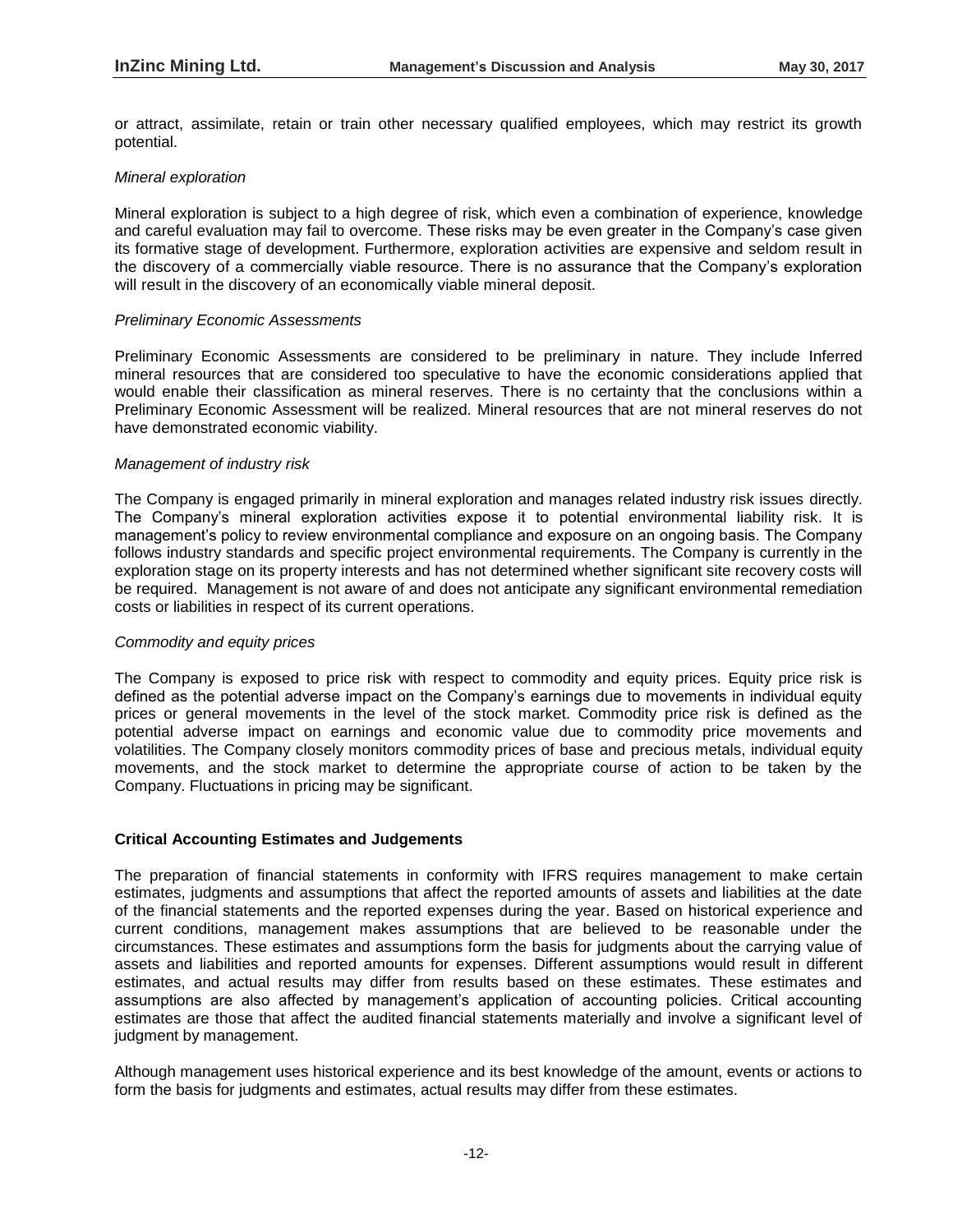or attract, assimilate, retain or train other necessary qualified employees, which may restrict its growth potential.

*Mineral exploration*

Mineral exploration is subject to a high degree of risk, which even a combination of experience, knowledge and careful evaluation may fail to overcome. These risks may be even greater in the Company's case given its formative stage of development. Furthermore, exploration activities are expensive and seldom result in the discovery of a commercially viable resource. There is no assurance that the Company's exploration will result in the discovery of an economically viable mineral deposit.

*Preliminary Economic Assessments*

Preliminary Economic Assessments are considered to be preliminary in nature. They include Inferred mineral resources that are considered too speculative to have the economic considerations applied that would enable their classification as mineral reserves. There is no certainty that the conclusions within a Preliminary Economic Assessment will be realized. Mineral resources that are not mineral reserves do not have demonstrated economic viability.

*Management of industry risk*

The Company is engaged primarily in mineral exploration and manages related industry risk issues directly. The Company's mineral exploration activities expose it to potential environmental liability risk. It is management's policy to review environmental compliance and exposure on an ongoing basis. The Company follows industry standards and specific project environmental requirements. The Company is currently in the exploration stage on its property interests and has not determined whether significant site recovery costs will be required. Management is not aware of and does not anticipate any significant environmental remediation costs or liabilities in respect of its current operations.

*Commodity and equity prices*

The Company is exposed to price risk with respect to commodity and equity prices. Equity price risk is defined as the potential adverse impact on the Company's earnings due to movements in individual equity prices or general movements in the level of the stock market. Commodity price risk is defined as the potential adverse impact on earnings and economic value due to commodity price movements and volatilities. The Company closely monitors commodity prices of base and precious metals, individual equity movements, and the stock market to determine the appropriate course of action to be taken by the Company. Fluctuations in pricing may be significant.

**Critical Accounting Estimates and Judgements**

The preparation of financial statements in conformity with IFRS requires management to make certain estimates, judgments and assumptions that affect the reported amounts of assets and liabilities at the date of the financial statements and the reported expenses during the year. Based on historical experience and current conditions, management makes assumptions that are believed to be reasonable under the circumstances. These estimates and assumptions form the basis for judgments about the carrying value of assets and liabilities and reported amounts for expenses. Different assumptions would result in different estimates, and actual results may differ from results based on these estimates. These estimates and assumptions are also affected by management's application of accounting policies. Critical accounting estimates are those that affect the audited financial statements materially and involve a significant level of judgment by management.

Although management uses historical experience and its best knowledge of the amount, events or actions to form the basis for judgments and estimates, actual results may differ from these estimates.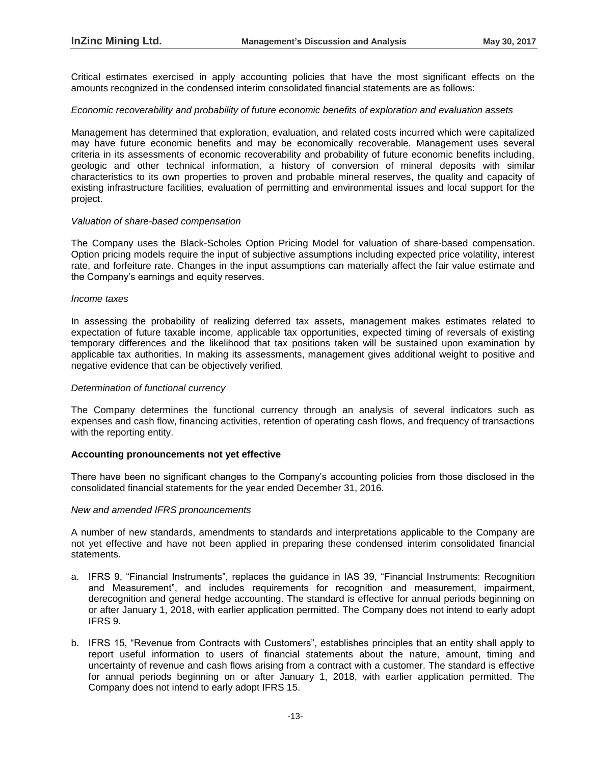Critical estimates exercised in apply accounting policies that have the most significant effects on the amounts recognized in the condensed interim consolidated financial statements are as follows:

*Economic recoverability and probability of future economic benefits of exploration and evaluation assets*

Management has determined that exploration, evaluation, and related costs incurred which were capitalized may have future economic benefits and may be economically recoverable. Management uses several criteria in its assessments of economic recoverability and probability of future economic benefits including, geologic and other technical information, a history of conversion of mineral deposits with similar characteristics to its own properties to proven and probable mineral reserves, the quality and capacity of existing infrastructure facilities, evaluation of permitting and environmental issues and local support for the project.

*Valuation of share-based compensation*

The Company uses the Black-Scholes Option Pricing Model for valuation of share-based compensation. Option pricing models require the input of subjective assumptions including expected price volatility, interest rate, and forfeiture rate. Changes in the input assumptions can materially affect the fair value estimate and the Company's earnings and equity reserves.

*Income taxes*

In assessing the probability of realizing deferred tax assets, management makes estimates related to expectation of future taxable income, applicable tax opportunities, expected timing of reversals of existing temporary differences and the likelihood that tax positions taken will be sustained upon examination by applicable tax authorities. In making its assessments, management gives additional weight to positive and negative evidence that can be objectively verified.

*Determination of functional currency*

The Company determines the functional currency through an analysis of several indicators such as expenses and cash flow, financing activities, retention of operating cash flows, and frequency of transactions with the reporting entity.

**Accounting pronouncements not yet effective**

There have been no significant changes to the Company's accounting policies from those disclosed in the consolidated financial statements for the year ended December 31, 2016.

*New and amended IFRS pronouncements*

A number of new standards, amendments to standards and interpretations applicable to the Company are not yet effective and have not been applied in preparing these condensed interim consolidated financial statements.

a. IFRS 9, "Financial Instruments", replaces the guidance in IAS 39, "Financial Instruments: Recognition and Measurement", and includes requirements for recognition and measurement, impairment, derecognition and general hedge accounting. The standard is effective for annual periods beginning on or after January 1, 2018, with earlier application permitted. The Company does not intend to early adopt IFRS 9.

b. IFRS 15, "Revenue from Contracts with Customers", establishes principles that an entity shall apply to report useful information to users of financial statements about the nature, amount, timing and uncertainty of revenue and cash flows arising from a contract with a customer. The standard is effective for annual periods beginning on or after January 1, 2018, with earlier application permitted. The Company does not intend to early adopt IFRS 15.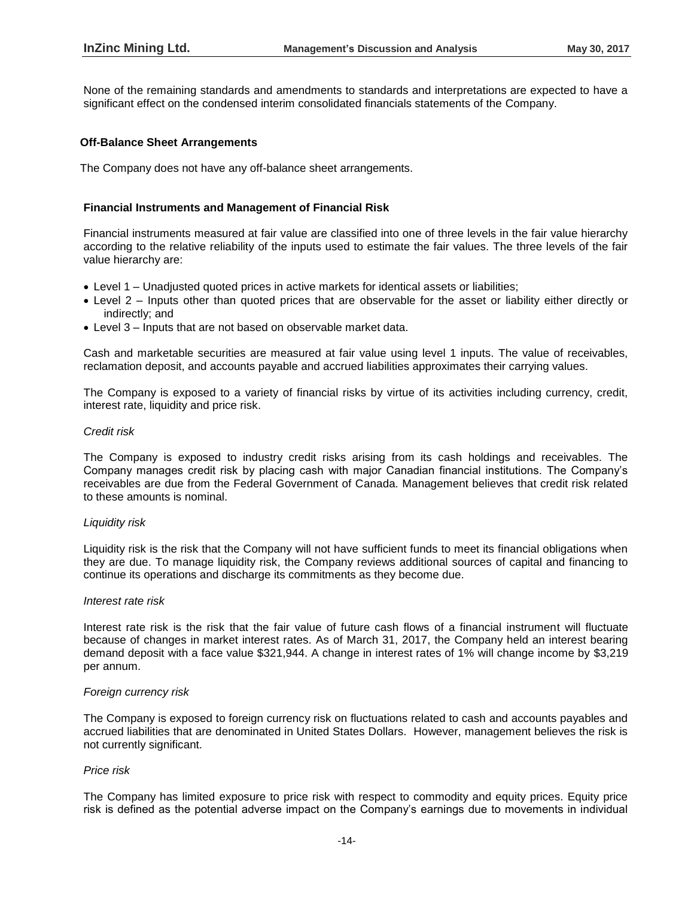None of the remaining standards and amendments to standards and interpretations are expected to have a significant effect on the condensed interim consolidated financials statements of the Company.

## Off-Balance Sheet Arrangements

The Company does not have any off-balance sheet arrangements.

## Financial Instruments and Management of Financial Risk

Financial instruments measured at fair value are classified into one of three levels in the fair value hierarchy according to the relative reliability of the inputs used to estimate the fair values. The three levels of the fair value hierarchy are:

- Level 1 – Unadjusted quoted prices in active markets for identical assets or liabilities;
- Level 2 – Inputs other than quoted prices that are observable for the asset or liability either directly or indirectly; and
- Level 3 – Inputs that are not based on observable market data.

Cash and marketable securities are measured at fair value using level 1 inputs. The value of receivables, reclamation deposit, and accounts payable and accrued liabilities approximates their carrying values.

The Company is exposed to a variety of financial risks by virtue of its activities including currency, credit, interest rate, liquidity and price risk.

*Credit risk*

The Company is exposed to industry credit risks arising from its cash holdings and receivables. The Company manages credit risk by placing cash with major Canadian financial institutions. The Company's receivables are due from the Federal Government of Canada. Management believes that credit risk related to these amounts is nominal.

*Liquidity risk*

Liquidity risk is the risk that the Company will not have sufficient funds to meet its financial obligations when they are due. To manage liquidity risk, the Company reviews additional sources of capital and financing to continue its operations and discharge its commitments as they become due.

*Interest rate risk*

Interest rate risk is the risk that the fair value of future cash flows of a financial instrument will fluctuate because of changes in market interest rates. As of March 31, 2017, the Company held an interest bearing demand deposit with a face value $321,944. A change in interest rates of 1% will change income by $3,219 per annum.

*Foreign currency risk*

The Company is exposed to foreign currency risk on fluctuations related to cash and accounts payables and accrued liabilities that are denominated in United States Dollars. However, management believes the risk is not currently significant.

*Price risk*

The Company has limited exposure to price risk with respect to commodity and equity prices. Equity price risk is defined as the potential adverse impact on the Company's earnings due to movements in individual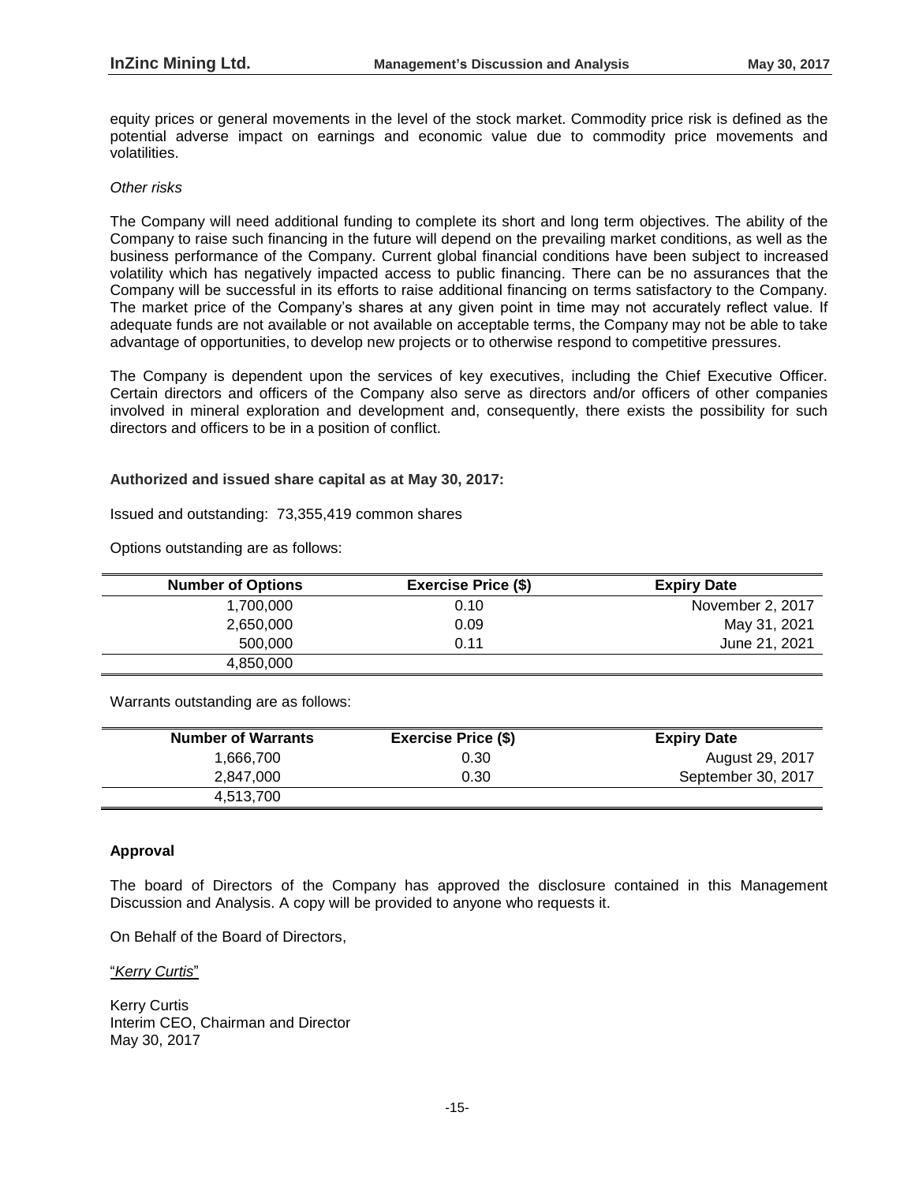equity prices or general movements in the level of the stock market. Commodity price risk is defined as the potential adverse impact on earnings and economic value due to commodity price movements and volatilities.

*Other risks*

The Company will need additional funding to complete its short and long term objectives. The ability of the Company to raise such financing in the future will depend on the prevailing market conditions, as well as the business performance of the Company. Current global financial conditions have been subject to increased volatility which has negatively impacted access to public financing. There can be no assurances that the Company will be successful in its efforts to raise additional financing on terms satisfactory to the Company. The market price of the Company's shares at any given point in time may not accurately reflect value. If adequate funds are not available or not available on acceptable terms, the Company may not be able to take advantage of opportunities, to develop new projects or to otherwise respond to competitive pressures.

The Company is dependent upon the services of key executives, including the Chief Executive Officer. Certain directors and officers of the Company also serve as directors and/or officers of other companies involved in mineral exploration and development and, consequently, there exists the possibility for such directors and officers to be in a position of conflict.

**Authorized and issued share capital as at May 30, 2017:**

Issued and outstanding: 73,355,419 common shares

Options outstanding are as follows:

| Number of Options | Exercise Price ($) | Expiry Date |
|---|---|---|
| 1,700,000 | 0.10 | November 2, 2017 |
| 2,650,000 | 0.09 | May 31, 2021 |
| 500,000 | 0.11 | June 21, 2021 |
| 4,850,000 | | |

Warrants outstanding are as follows:

| Number of Warrants | Exercise Price ($) | Expiry Date |
|---|---|---|
| 1,666,700 | 0.30 | August 29, 2017 |
| 2,847,000 | 0.30 | September 30, 2017 |
| 4,513,700 | | |

**Approval**

The board of Directors of the Company has approved the disclosure contained in this Management Discussion and Analysis. A copy will be provided to anyone who requests it.

On Behalf of the Board of Directors,

"*Kerry Curtis*"

Kerry Curtis
Interim CEO, Chairman and Director
May 30, 2017